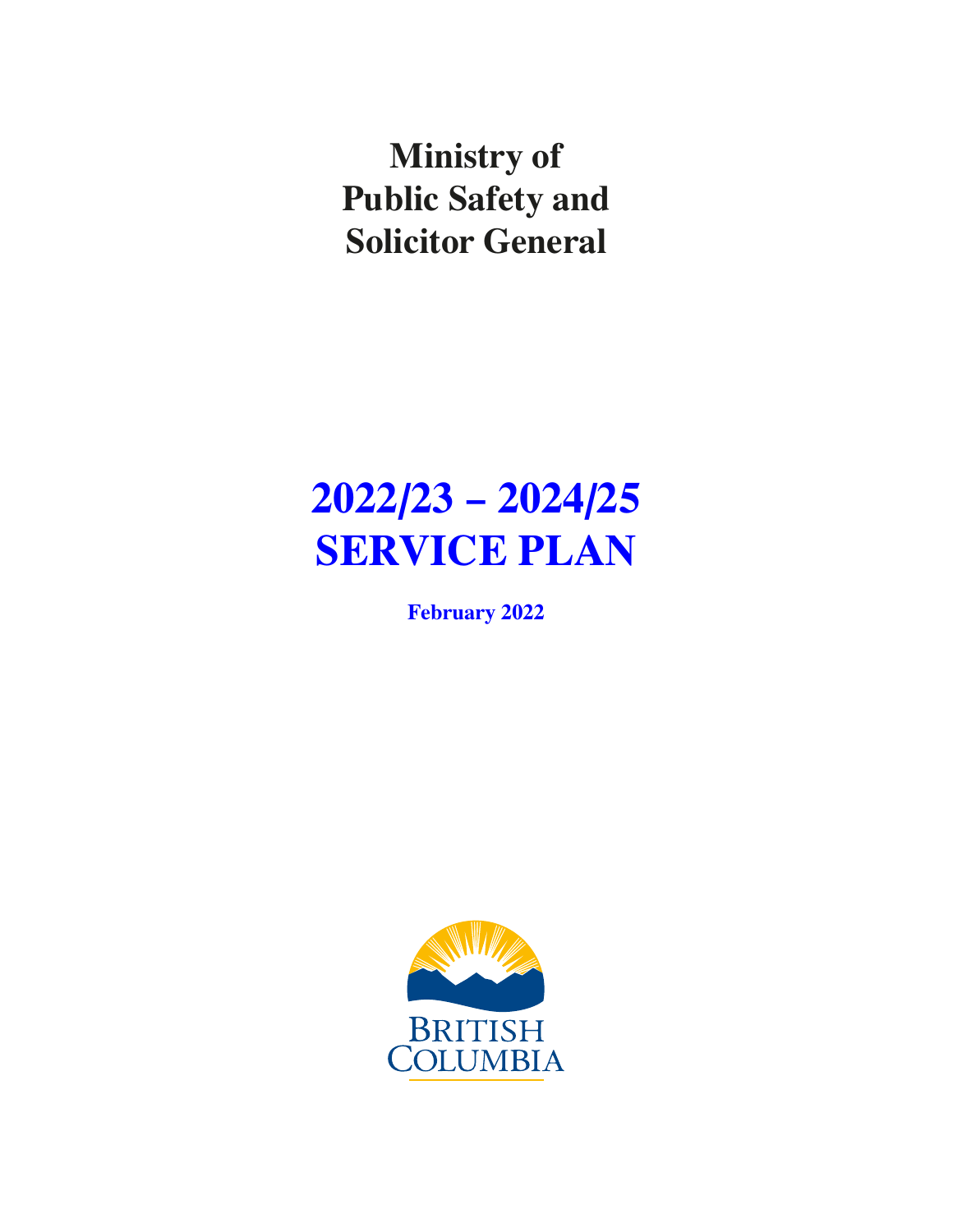# Ministry of Public Safety and Solicitor General

# 2022/23 – 2024/25 SERVICE PLAN

**February 2022**

BRITISH COLUMBIA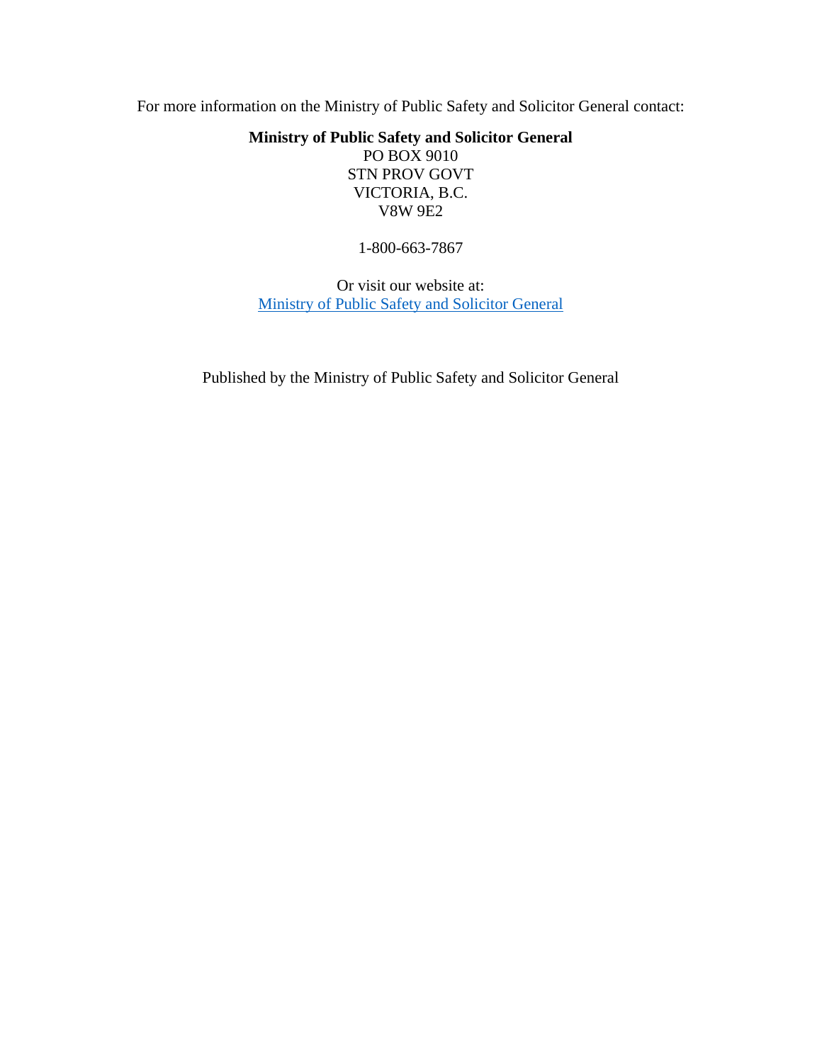For more information on the Ministry of Public Safety and Solicitor General contact:

**Ministry of Public Safety and Solicitor General**
PO BOX 9010
STN PROV GOVT
VICTORIA, B.C.
V8W 9E2

1-800-663-7867

Or visit our website at:
Ministry of Public Safety and Solicitor General

Published by the Ministry of Public Safety and Solicitor General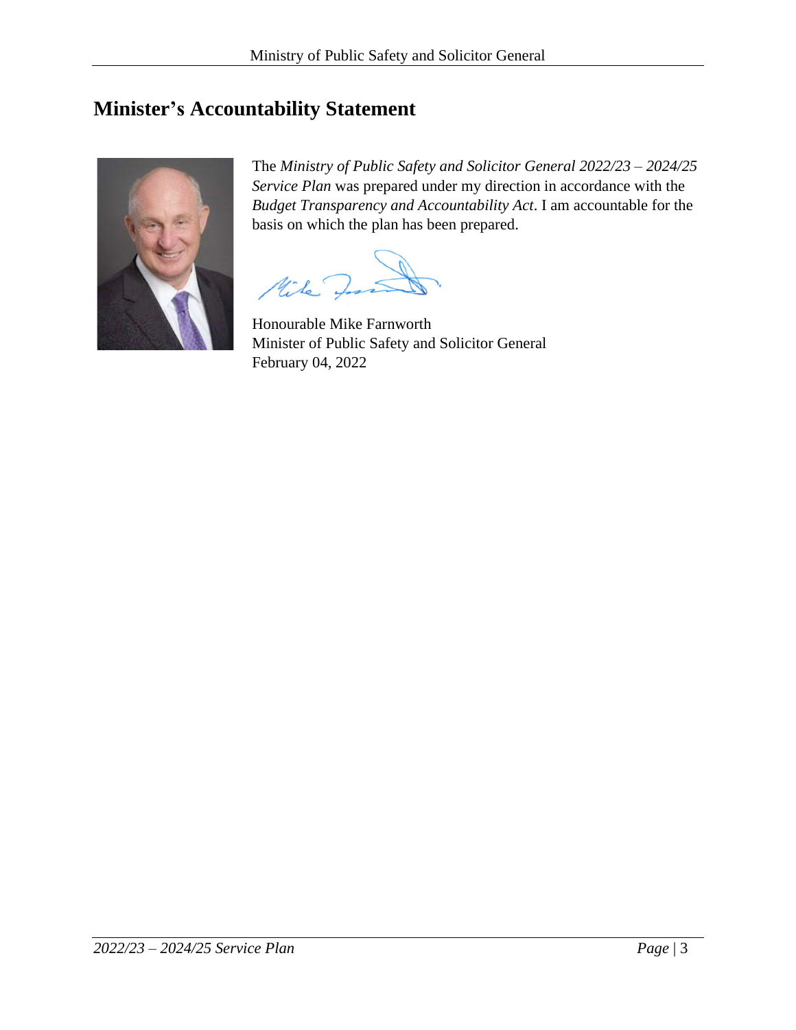# Minister's Accountability Statement

The *Ministry of Public Safety and Solicitor General 2022/23 – 2024/25 Service Plan* was prepared under my direction in accordance with the *Budget Transparency and Accountability Act*. I am accountable for the basis on which the plan has been prepared.

Honourable Mike Farnworth
Minister of Public Safety and Solicitor General
February 04, 2022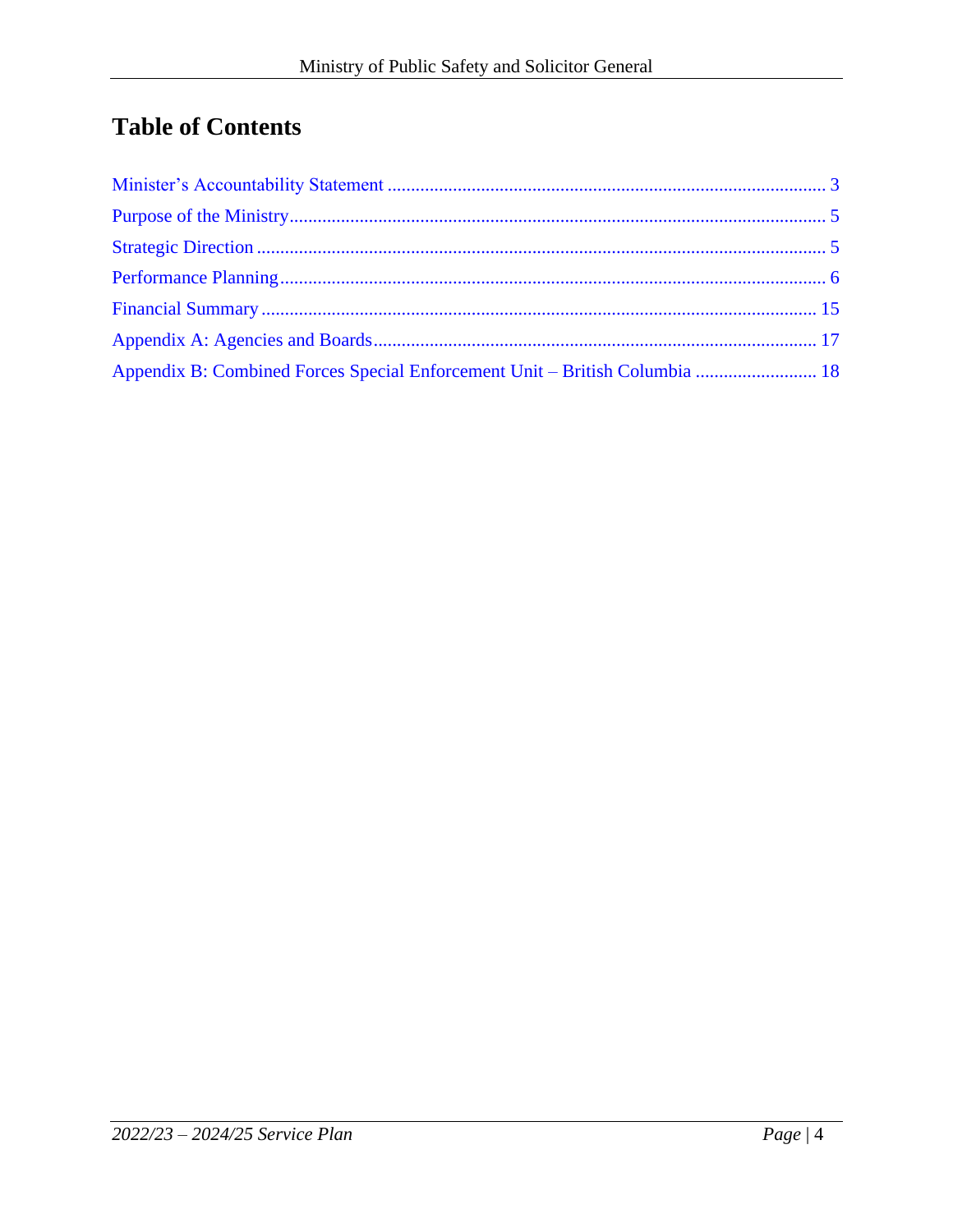# Table of Contents

Minister's Accountability Statement ........................................................................................... 3

Purpose of the Ministry................................................................................................................ 5

Strategic Direction ........................................................................................................................ 5

Performance Planning................................................................................................................... 6

Financial Summary ..................................................................................................................... 15

Appendix A: Agencies and Boards.............................................................................................. 17

Appendix B: Combined Forces Special Enforcement Unit – British Columbia .......................... 18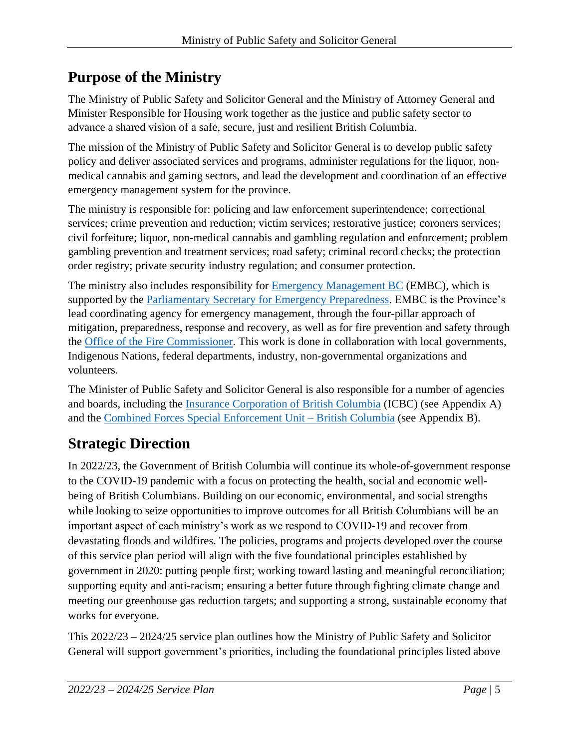## Purpose of the Ministry

The Ministry of Public Safety and Solicitor General and the Ministry of Attorney General and Minister Responsible for Housing work together as the justice and public safety sector to advance a shared vision of a safe, secure, just and resilient British Columbia.

The mission of the Ministry of Public Safety and Solicitor General is to develop public safety policy and deliver associated services and programs, administer regulations for the liquor, non-medical cannabis and gaming sectors, and lead the development and coordination of an effective emergency management system for the province.

The ministry is responsible for: policing and law enforcement superintendence; correctional services; crime prevention and reduction; victim services; restorative justice; coroners services; civil forfeiture; liquor, non-medical cannabis and gambling regulation and enforcement; problem gambling prevention and treatment services; road safety; criminal record checks; the protection order registry; private security industry regulation; and consumer protection.

The ministry also includes responsibility for Emergency Management BC (EMBC), which is supported by the Parliamentary Secretary for Emergency Preparedness. EMBC is the Province's lead coordinating agency for emergency management, through the four-pillar approach of mitigation, preparedness, response and recovery, as well as for fire prevention and safety through the Office of the Fire Commissioner. This work is done in collaboration with local governments, Indigenous Nations, federal departments, industry, non-governmental organizations and volunteers.

The Minister of Public Safety and Solicitor General is also responsible for a number of agencies and boards, including the Insurance Corporation of British Columbia (ICBC) (see Appendix A) and the Combined Forces Special Enforcement Unit – British Columbia (see Appendix B).

## Strategic Direction

In 2022/23, the Government of British Columbia will continue its whole-of-government response to the COVID-19 pandemic with a focus on protecting the health, social and economic well-being of British Columbians. Building on our economic, environmental, and social strengths while looking to seize opportunities to improve outcomes for all British Columbians will be an important aspect of each ministry's work as we respond to COVID-19 and recover from devastating floods and wildfires. The policies, programs and projects developed over the course of this service plan period will align with the five foundational principles established by government in 2020: putting people first; working toward lasting and meaningful reconciliation; supporting equity and anti-racism; ensuring a better future through fighting climate change and meeting our greenhouse gas reduction targets; and supporting a strong, sustainable economy that works for everyone.

This 2022/23 – 2024/25 service plan outlines how the Ministry of Public Safety and Solicitor General will support government's priorities, including the foundational principles listed above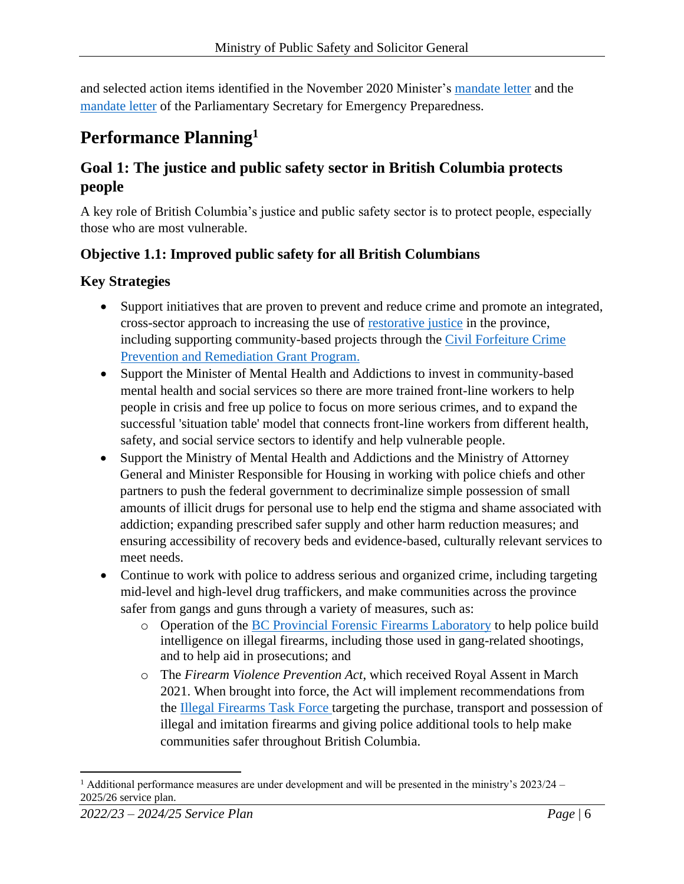and selected action items identified in the November 2020 Minister's mandate letter and the mandate letter of the Parliamentary Secretary for Emergency Preparedness.

# Performance Planning[1]

## Goal 1: The justice and public safety sector in British Columbia protects people

A key role of British Columbia's justice and public safety sector is to protect people, especially those who are most vulnerable.

### Objective 1.1: Improved public safety for all British Columbians

### Key Strategies

- Support initiatives that are proven to prevent and reduce crime and promote an integrated, cross-sector approach to increasing the use of restorative justice in the province, including supporting community-based projects through the Civil Forfeiture Crime Prevention and Remediation Grant Program.
- Support the Minister of Mental Health and Addictions to invest in community-based mental health and social services so there are more trained front-line workers to help people in crisis and free up police to focus on more serious crimes, and to expand the successful 'situation table' model that connects front-line workers from different health, safety, and social service sectors to identify and help vulnerable people.
- Support the Ministry of Mental Health and Addictions and the Ministry of Attorney General and Minister Responsible for Housing in working with police chiefs and other partners to push the federal government to decriminalize simple possession of small amounts of illicit drugs for personal use to help end the stigma and shame associated with addiction; expanding prescribed safer supply and other harm reduction measures; and ensuring accessibility of recovery beds and evidence-based, culturally relevant services to meet needs.
- Continue to work with police to address serious and organized crime, including targeting mid-level and high-level drug traffickers, and make communities across the province safer from gangs and guns through a variety of measures, such as:
  - Operation of the BC Provincial Forensic Firearms Laboratory to help police build intelligence on illegal firearms, including those used in gang-related shootings, and to help aid in prosecutions; and
  - The *Firearm Violence Prevention Act*, which received Royal Assent in March 2021. When brought into force, the Act will implement recommendations from the Illegal Firearms Task Force targeting the purchase, transport and possession of illegal and imitation firearms and giving police additional tools to help make communities safer throughout British Columbia.

---

[1] Additional performance measures are under development and will be presented in the ministry's 2023/24 – 2025/26 service plan.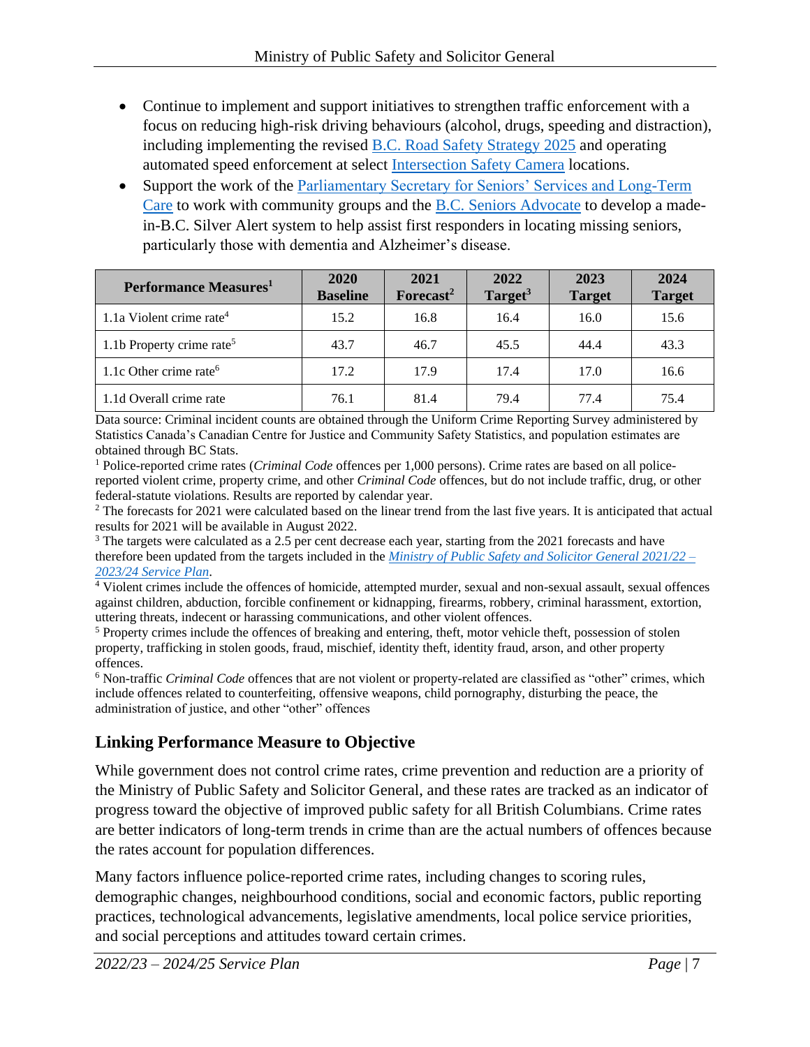- Continue to implement and support initiatives to strengthen traffic enforcement with a focus on reducing high-risk driving behaviours (alcohol, drugs, speeding and distraction), including implementing the revised B.C. Road Safety Strategy 2025 and operating automated speed enforcement at select Intersection Safety Camera locations.
- Support the work of the Parliamentary Secretary for Seniors' Services and Long-Term Care to work with community groups and the B.C. Seniors Advocate to develop a made-in-B.C. Silver Alert system to help assist first responders in locating missing seniors, particularly those with dementia and Alzheimer's disease.

| Performance Measures[1] | 2020 Baseline | 2021 Forecast[2] | 2022 Target[3] | 2023 Target | 2024 Target |
|---|---|---|---|---|---|
| 1.1a Violent crime rate[4] | 15.2 | 16.8 | 16.4 | 16.0 | 15.6 |
| 1.1b Property crime rate[5] | 43.7 | 46.7 | 45.5 | 44.4 | 43.3 |
| 1.1c Other crime rate[6] | 17.2 | 17.9 | 17.4 | 17.0 | 16.6 |
| 1.1d Overall crime rate | 76.1 | 81.4 | 79.4 | 77.4 | 75.4 |

Data source: Criminal incident counts are obtained through the Uniform Crime Reporting Survey administered by Statistics Canada's Canadian Centre for Justice and Community Safety Statistics, and population estimates are obtained through BC Stats.

[1] Police-reported crime rates (*Criminal Code* offences per 1,000 persons). Crime rates are based on all police-reported violent crime, property crime, and other *Criminal Code* offences, but do not include traffic, drug, or other federal-statute violations. Results are reported by calendar year.

[2] The forecasts for 2021 were calculated based on the linear trend from the last five years. It is anticipated that actual results for 2021 will be available in August 2022.

[3] The targets were calculated as a 2.5 per cent decrease each year, starting from the 2021 forecasts and have therefore been updated from the targets included in the *Ministry of Public Safety and Solicitor General 2021/22 – 2023/24 Service Plan*.

[4] Violent crimes include the offences of homicide, attempted murder, sexual and non-sexual assault, sexual offences against children, abduction, forcible confinement or kidnapping, firearms, robbery, criminal harassment, extortion, uttering threats, indecent or harassing communications, and other violent offences.

[5] Property crimes include the offences of breaking and entering, theft, motor vehicle theft, possession of stolen property, trafficking in stolen goods, fraud, mischief, identity theft, identity fraud, arson, and other property offences.

[6] Non-traffic *Criminal Code* offences that are not violent or property-related are classified as "other" crimes, which include offences related to counterfeiting, offensive weapons, child pornography, disturbing the peace, the administration of justice, and other "other" offences

## Linking Performance Measure to Objective

While government does not control crime rates, crime prevention and reduction are a priority of the Ministry of Public Safety and Solicitor General, and these rates are tracked as an indicator of progress toward the objective of improved public safety for all British Columbians. Crime rates are better indicators of long-term trends in crime than are the actual numbers of offences because the rates account for population differences.

Many factors influence police-reported crime rates, including changes to scoring rules, demographic changes, neighbourhood conditions, social and economic factors, public reporting practices, technological advancements, legislative amendments, local police service priorities, and social perceptions and attitudes toward certain crimes.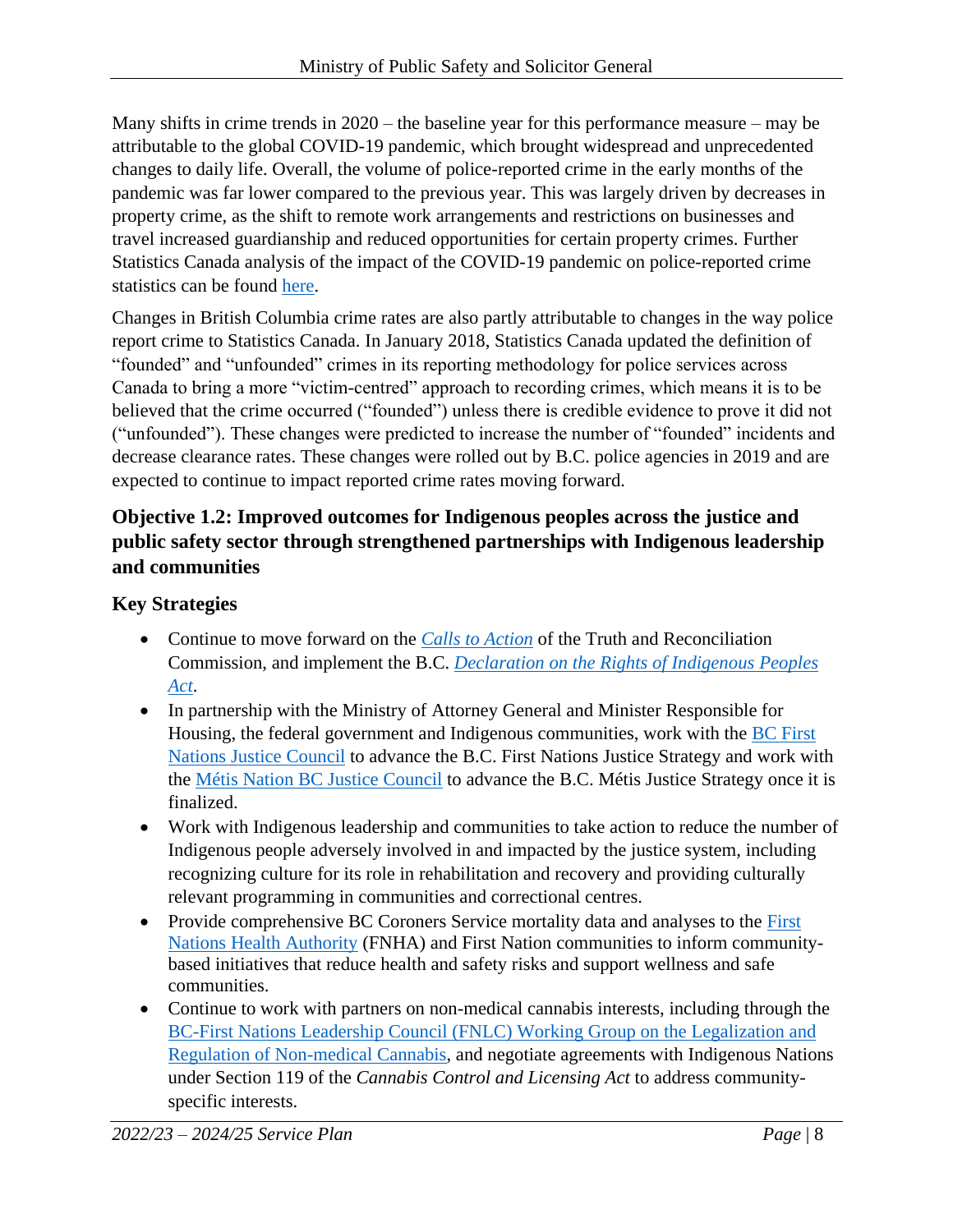Many shifts in crime trends in 2020 – the baseline year for this performance measure – may be attributable to the global COVID-19 pandemic, which brought widespread and unprecedented changes to daily life. Overall, the volume of police-reported crime in the early months of the pandemic was far lower compared to the previous year. This was largely driven by decreases in property crime, as the shift to remote work arrangements and restrictions on businesses and travel increased guardianship and reduced opportunities for certain property crimes. Further Statistics Canada analysis of the impact of the COVID-19 pandemic on police-reported crime statistics can be found here.

Changes in British Columbia crime rates are also partly attributable to changes in the way police report crime to Statistics Canada. In January 2018, Statistics Canada updated the definition of "founded" and "unfounded" crimes in its reporting methodology for police services across Canada to bring a more "victim-centred" approach to recording crimes, which means it is to be believed that the crime occurred ("founded") unless there is credible evidence to prove it did not ("unfounded"). These changes were predicted to increase the number of "founded" incidents and decrease clearance rates. These changes were rolled out by B.C. police agencies in 2019 and are expected to continue to impact reported crime rates moving forward.

### Objective 1.2: Improved outcomes for Indigenous peoples across the justice and public safety sector through strengthened partnerships with Indigenous leadership and communities

### Key Strategies

- Continue to move forward on the *Calls to Action* of the Truth and Reconciliation Commission, and implement the B.C. *Declaration on the Rights of Indigenous Peoples Act*.
- In partnership with the Ministry of Attorney General and Minister Responsible for Housing, the federal government and Indigenous communities, work with the BC First Nations Justice Council to advance the B.C. First Nations Justice Strategy and work with the Métis Nation BC Justice Council to advance the B.C. Métis Justice Strategy once it is finalized.
- Work with Indigenous leadership and communities to take action to reduce the number of Indigenous people adversely involved in and impacted by the justice system, including recognizing culture for its role in rehabilitation and recovery and providing culturally relevant programming in communities and correctional centres.
- Provide comprehensive BC Coroners Service mortality data and analyses to the First Nations Health Authority (FNHA) and First Nation communities to inform community-based initiatives that reduce health and safety risks and support wellness and safe communities.
- Continue to work with partners on non-medical cannabis interests, including through the BC-First Nations Leadership Council (FNLC) Working Group on the Legalization and Regulation of Non-medical Cannabis, and negotiate agreements with Indigenous Nations under Section 119 of the *Cannabis Control and Licensing Act* to address community-specific interests.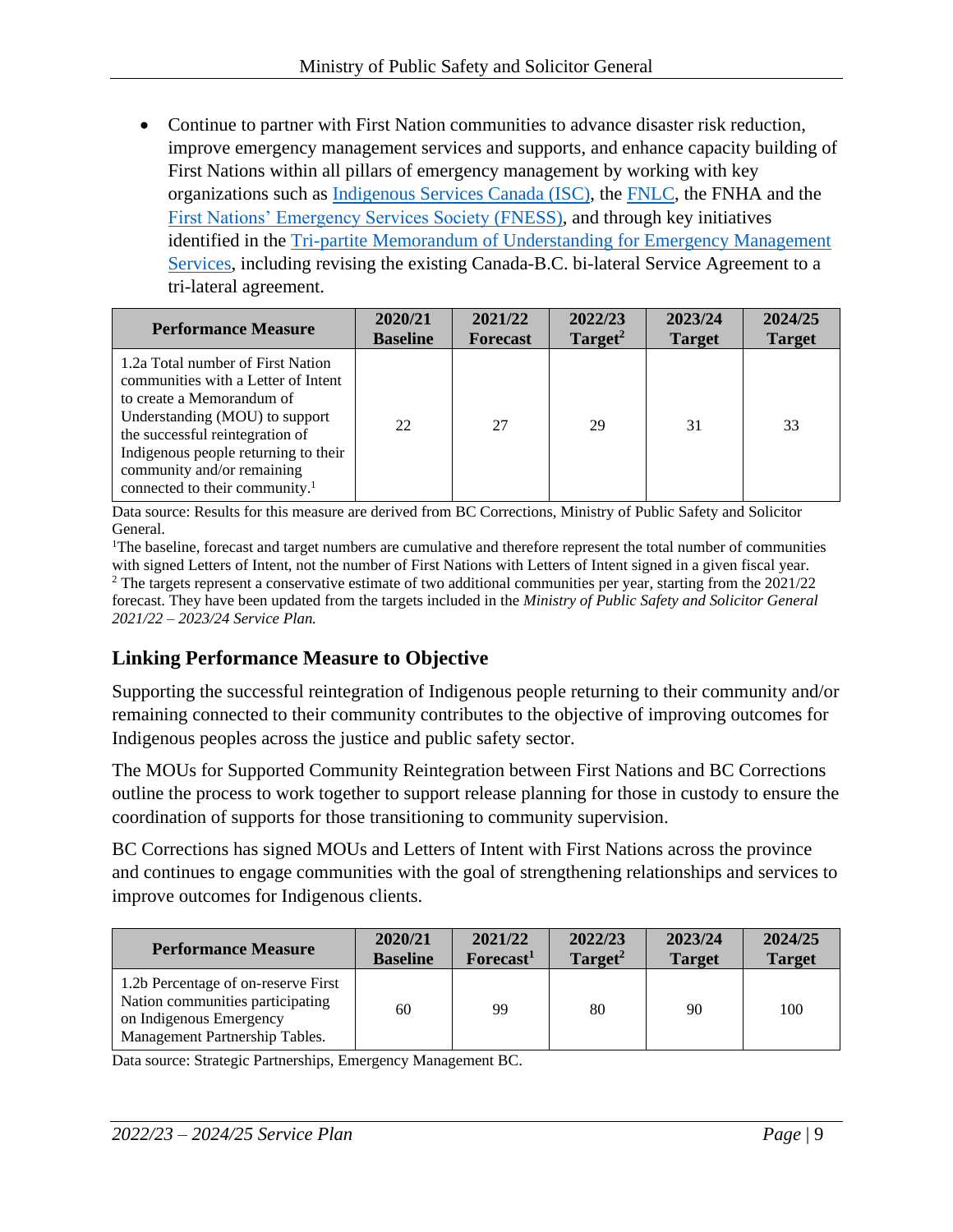- Continue to partner with First Nation communities to advance disaster risk reduction, improve emergency management services and supports, and enhance capacity building of First Nations within all pillars of emergency management by working with key organizations such as Indigenous Services Canada (ISC), the FNLC, the FNHA and the First Nations' Emergency Services Society (FNESS), and through key initiatives identified in the Tri-partite Memorandum of Understanding for Emergency Management Services, including revising the existing Canada-B.C. bi-lateral Service Agreement to a tri-lateral agreement.

| Performance Measure | 2020/21 Baseline | 2021/22 Forecast | 2022/23 Target[2] | 2023/24 Target | 2024/25 Target |
|---|---|---|---|---|---|
| 1.2a Total number of First Nation communities with a Letter of Intent to create a Memorandum of Understanding (MOU) to support the successful reintegration of Indigenous people returning to their community and/or remaining connected to their community.[1] | 22 | 27 | 29 | 31 | 33 |

Data source: Results for this measure are derived from BC Corrections, Ministry of Public Safety and Solicitor General.

[1]The baseline, forecast and target numbers are cumulative and therefore represent the total number of communities with signed Letters of Intent, not the number of First Nations with Letters of Intent signed in a given fiscal year.

[2] The targets represent a conservative estimate of two additional communities per year, starting from the 2021/22 forecast. They have been updated from the targets included in the *Ministry of Public Safety and Solicitor General 2021/22 – 2023/24 Service Plan.*

## Linking Performance Measure to Objective

Supporting the successful reintegration of Indigenous people returning to their community and/or remaining connected to their community contributes to the objective of improving outcomes for Indigenous peoples across the justice and public safety sector.

The MOUs for Supported Community Reintegration between First Nations and BC Corrections outline the process to work together to support release planning for those in custody to ensure the coordination of supports for those transitioning to community supervision.

BC Corrections has signed MOUs and Letters of Intent with First Nations across the province and continues to engage communities with the goal of strengthening relationships and services to improve outcomes for Indigenous clients.

| Performance Measure | 2020/21 Baseline | 2021/22 Forecast[1] | 2022/23 Target[2] | 2023/24 Target | 2024/25 Target |
|---|---|---|---|---|---|
| 1.2b Percentage of on-reserve First Nation communities participating on Indigenous Emergency Management Partnership Tables. | 60 | 99 | 80 | 90 | 100 |

Data source: Strategic Partnerships, Emergency Management BC.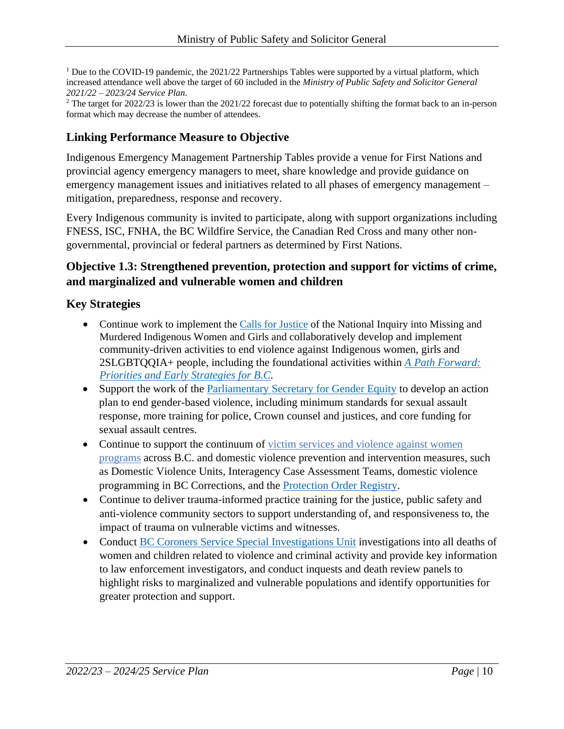[1] Due to the COVID-19 pandemic, the 2021/22 Partnerships Tables were supported by a virtual platform, which increased attendance well above the target of 60 included in the *Ministry of Public Safety and Solicitor General 2021/22 – 2023/24 Service Plan.*

[2] The target for 2022/23 is lower than the 2021/22 forecast due to potentially shifting the format back to an in-person format which may decrease the number of attendees.

### Linking Performance Measure to Objective

Indigenous Emergency Management Partnership Tables provide a venue for First Nations and provincial agency emergency managers to meet, share knowledge and provide guidance on emergency management issues and initiatives related to all phases of emergency management – mitigation, preparedness, response and recovery.

Every Indigenous community is invited to participate, along with support organizations including FNESS, ISC, FNHA, the BC Wildfire Service, the Canadian Red Cross and many other non-governmental, provincial or federal partners as determined by First Nations.

## Objective 1.3: Strengthened prevention, protection and support for victims of crime, and marginalized and vulnerable women and children

### Key Strategies

- Continue work to implement the Calls for Justice of the National Inquiry into Missing and Murdered Indigenous Women and Girls and collaboratively develop and implement community-driven activities to end violence against Indigenous women, girls and 2SLGBTQQIA+ people, including the foundational activities within *A Path Forward: Priorities and Early Strategies for B.C.*
- Support the work of the Parliamentary Secretary for Gender Equity to develop an action plan to end gender-based violence, including minimum standards for sexual assault response, more training for police, Crown counsel and justices, and core funding for sexual assault centres.
- Continue to support the continuum of victim services and violence against women programs across B.C. and domestic violence prevention and intervention measures, such as Domestic Violence Units, Interagency Case Assessment Teams, domestic violence programming in BC Corrections, and the Protection Order Registry.
- Continue to deliver trauma-informed practice training for the justice, public safety and anti-violence community sectors to support understanding of, and responsiveness to, the impact of trauma on vulnerable victims and witnesses.
- Conduct BC Coroners Service Special Investigations Unit investigations into all deaths of women and children related to violence and criminal activity and provide key information to law enforcement investigators, and conduct inquests and death review panels to highlight risks to marginalized and vulnerable populations and identify opportunities for greater protection and support.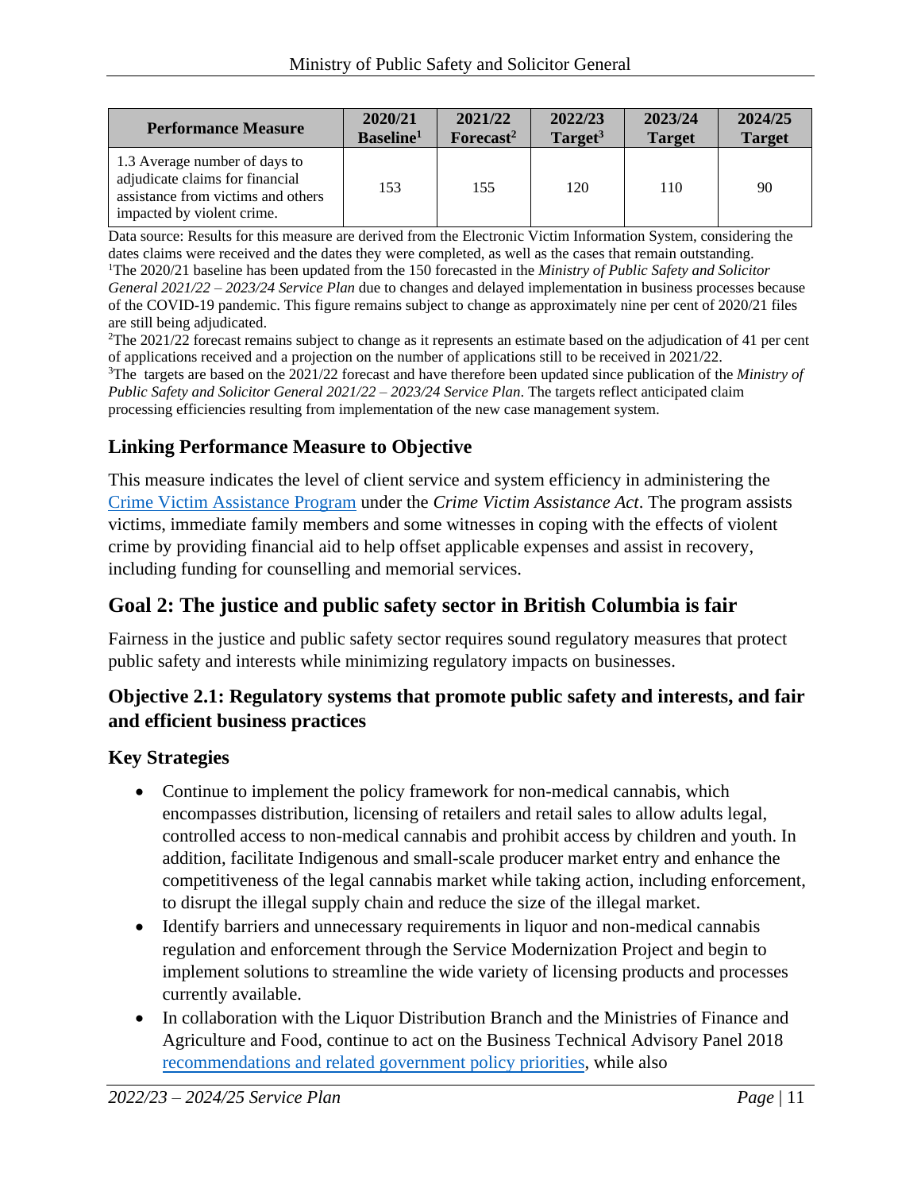| Performance Measure | 2020/21 Baseline[1] | 2021/22 Forecast[2] | 2022/23 Target[3] | 2023/24 Target | 2024/25 Target |
|---|---|---|---|---|---|
| 1.3 Average number of days to adjudicate claims for financial assistance from victims and others impacted by violent crime. | 153 | 155 | 120 | 110 | 90 |

Data source: Results for this measure are derived from the Electronic Victim Information System, considering the dates claims were received and the dates they were completed, as well as the cases that remain outstanding.
[1]The 2020/21 baseline has been updated from the 150 forecasted in the *Ministry of Public Safety and Solicitor General 2021/22 – 2023/24 Service Plan* due to changes and delayed implementation in business processes because of the COVID-19 pandemic. This figure remains subject to change as approximately nine per cent of 2020/21 files are still being adjudicated.
[2]The 2021/22 forecast remains subject to change as it represents an estimate based on the adjudication of 41 per cent of applications received and a projection on the number of applications still to be received in 2021/22.
[3]The targets are based on the 2021/22 forecast and have therefore been updated since publication of the *Ministry of Public Safety and Solicitor General 2021/22 – 2023/24 Service Plan*. The targets reflect anticipated claim processing efficiencies resulting from implementation of the new case management system.

### Linking Performance Measure to Objective

This measure indicates the level of client service and system efficiency in administering the Crime Victim Assistance Program under the *Crime Victim Assistance Act*. The program assists victims, immediate family members and some witnesses in coping with the effects of violent crime by providing financial aid to help offset applicable expenses and assist in recovery, including funding for counselling and memorial services.

## Goal 2: The justice and public safety sector in British Columbia is fair

Fairness in the justice and public safety sector requires sound regulatory measures that protect public safety and interests while minimizing regulatory impacts on businesses.

### Objective 2.1: Regulatory systems that promote public safety and interests, and fair and efficient business practices

### Key Strategies

- Continue to implement the policy framework for non-medical cannabis, which encompasses distribution, licensing of retailers and retail sales to allow adults legal, controlled access to non-medical cannabis and prohibit access by children and youth. In addition, facilitate Indigenous and small-scale producer market entry and enhance the competitiveness of the legal cannabis market while taking action, including enforcement, to disrupt the illegal supply chain and reduce the size of the illegal market.
- Identify barriers and unnecessary requirements in liquor and non-medical cannabis regulation and enforcement through the Service Modernization Project and begin to implement solutions to streamline the wide variety of licensing products and processes currently available.
- In collaboration with the Liquor Distribution Branch and the Ministries of Finance and Agriculture and Food, continue to act on the Business Technical Advisory Panel 2018 recommendations and related government policy priorities, while also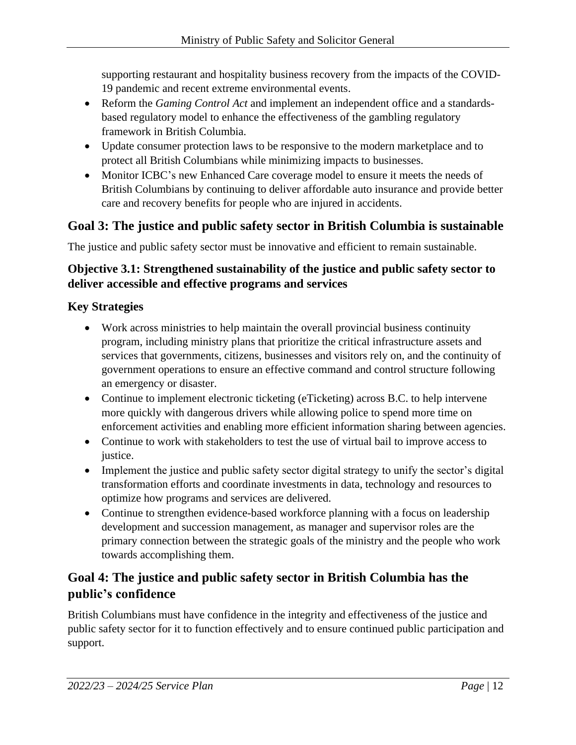supporting restaurant and hospitality business recovery from the impacts of the COVID-19 pandemic and recent extreme environmental events.

- Reform the *Gaming Control Act* and implement an independent office and a standards-based regulatory model to enhance the effectiveness of the gambling regulatory framework in British Columbia.
- Update consumer protection laws to be responsive to the modern marketplace and to protect all British Columbians while minimizing impacts to businesses.
- Monitor ICBC's new Enhanced Care coverage model to ensure it meets the needs of British Columbians by continuing to deliver affordable auto insurance and provide better care and recovery benefits for people who are injured in accidents.

## Goal 3: The justice and public safety sector in British Columbia is sustainable

The justice and public safety sector must be innovative and efficient to remain sustainable.

### Objective 3.1: Strengthened sustainability of the justice and public safety sector to deliver accessible and effective programs and services

### Key Strategies

- Work across ministries to help maintain the overall provincial business continuity program, including ministry plans that prioritize the critical infrastructure assets and services that governments, citizens, businesses and visitors rely on, and the continuity of government operations to ensure an effective command and control structure following an emergency or disaster.
- Continue to implement electronic ticketing (eTicketing) across B.C. to help intervene more quickly with dangerous drivers while allowing police to spend more time on enforcement activities and enabling more efficient information sharing between agencies.
- Continue to work with stakeholders to test the use of virtual bail to improve access to justice.
- Implement the justice and public safety sector digital strategy to unify the sector's digital transformation efforts and coordinate investments in data, technology and resources to optimize how programs and services are delivered.
- Continue to strengthen evidence-based workforce planning with a focus on leadership development and succession management, as manager and supervisor roles are the primary connection between the strategic goals of the ministry and the people who work towards accomplishing them.

## Goal 4: The justice and public safety sector in British Columbia has the public's confidence

British Columbians must have confidence in the integrity and effectiveness of the justice and public safety sector for it to function effectively and to ensure continued public participation and support.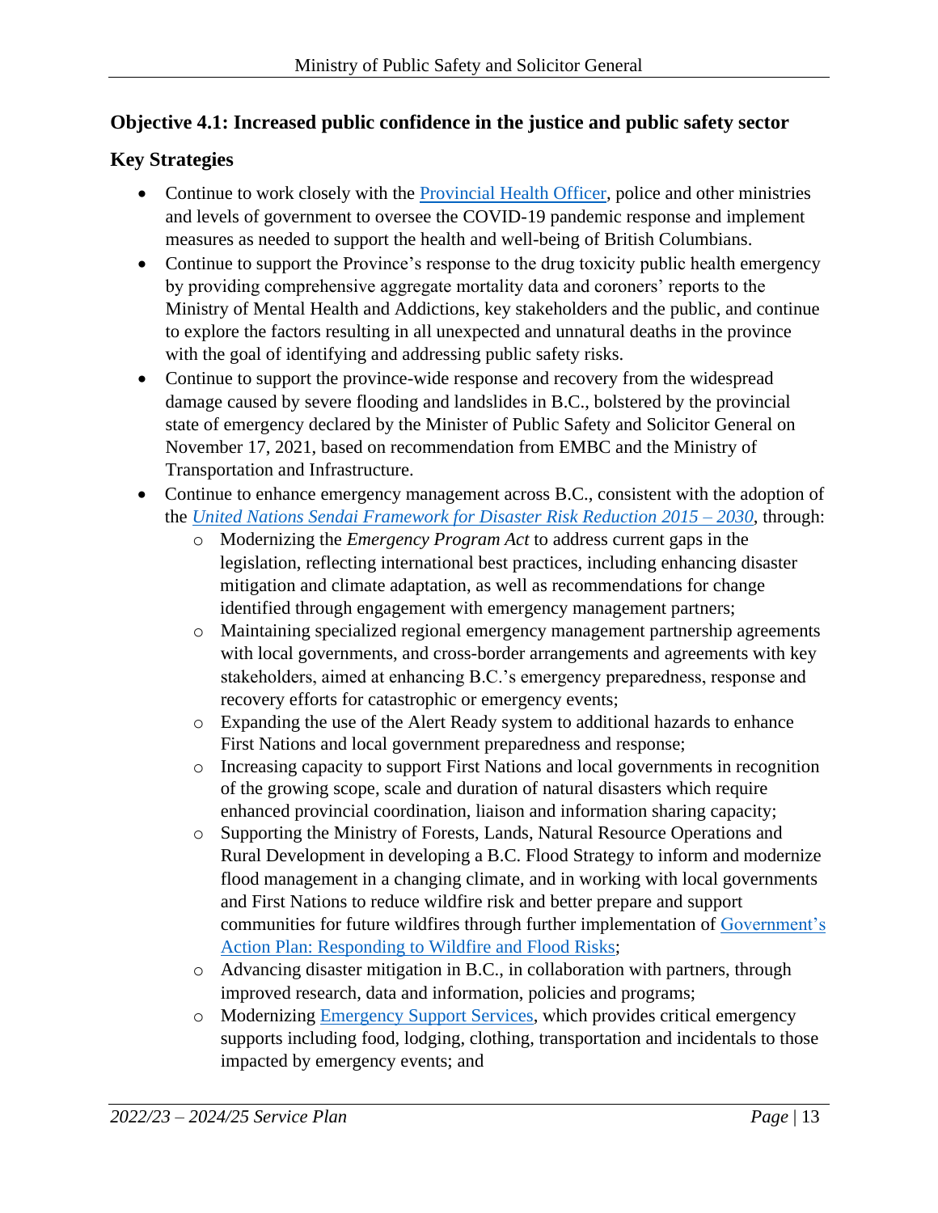### Objective 4.1: Increased public confidence in the justice and public safety sector

#### Key Strategies

- Continue to work closely with the Provincial Health Officer, police and other ministries and levels of government to oversee the COVID-19 pandemic response and implement measures as needed to support the health and well-being of British Columbians.
- Continue to support the Province's response to the drug toxicity public health emergency by providing comprehensive aggregate mortality data and coroners' reports to the Ministry of Mental Health and Addictions, key stakeholders and the public, and continue to explore the factors resulting in all unexpected and unnatural deaths in the province with the goal of identifying and addressing public safety risks.
- Continue to support the province-wide response and recovery from the widespread damage caused by severe flooding and landslides in B.C., bolstered by the provincial state of emergency declared by the Minister of Public Safety and Solicitor General on November 17, 2021, based on recommendation from EMBC and the Ministry of Transportation and Infrastructure.
- Continue to enhance emergency management across B.C., consistent with the adoption of the *United Nations Sendai Framework for Disaster Risk Reduction 2015 – 2030*, through:
  - Modernizing the *Emergency Program Act* to address current gaps in the legislation, reflecting international best practices, including enhancing disaster mitigation and climate adaptation, as well as recommendations for change identified through engagement with emergency management partners;
  - Maintaining specialized regional emergency management partnership agreements with local governments, and cross-border arrangements and agreements with key stakeholders, aimed at enhancing B.C.'s emergency preparedness, response and recovery efforts for catastrophic or emergency events;
  - Expanding the use of the Alert Ready system to additional hazards to enhance First Nations and local government preparedness and response;
  - Increasing capacity to support First Nations and local governments in recognition of the growing scope, scale and duration of natural disasters which require enhanced provincial coordination, liaison and information sharing capacity;
  - Supporting the Ministry of Forests, Lands, Natural Resource Operations and Rural Development in developing a B.C. Flood Strategy to inform and modernize flood management in a changing climate, and in working with local governments and First Nations to reduce wildfire risk and better prepare and support communities for future wildfires through further implementation of Government's Action Plan: Responding to Wildfire and Flood Risks;
  - Advancing disaster mitigation in B.C., in collaboration with partners, through improved research, data and information, policies and programs;
  - Modernizing Emergency Support Services, which provides critical emergency supports including food, lodging, clothing, transportation and incidentals to those impacted by emergency events; and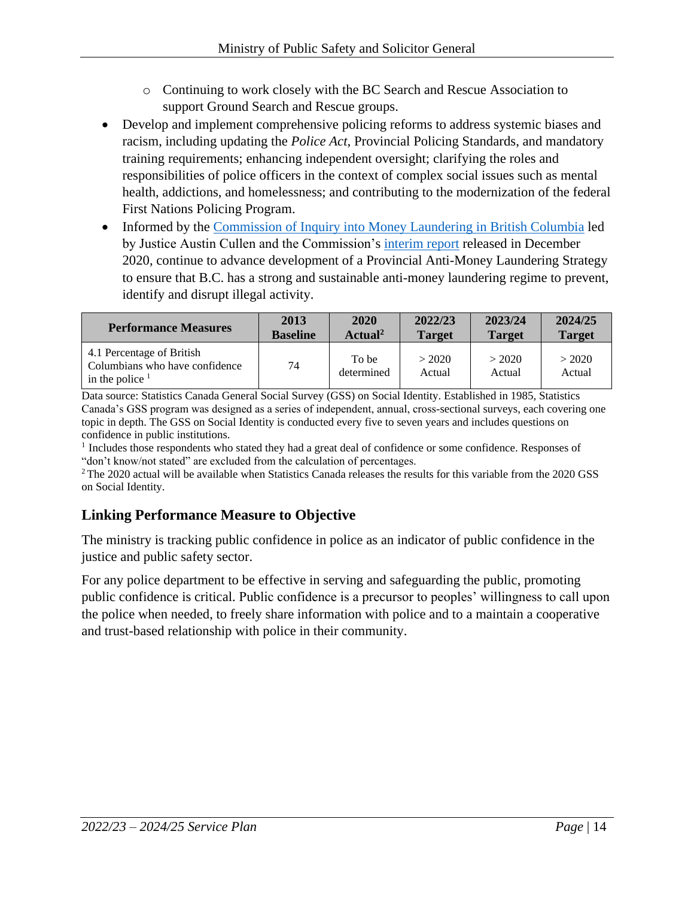- Continuing to work closely with the BC Search and Rescue Association to support Ground Search and Rescue groups.

- Develop and implement comprehensive policing reforms to address systemic biases and racism, including updating the *Police Act*, Provincial Policing Standards, and mandatory training requirements; enhancing independent oversight; clarifying the roles and responsibilities of police officers in the context of complex social issues such as mental health, addictions, and homelessness; and contributing to the modernization of the federal First Nations Policing Program.
- Informed by the Commission of Inquiry into Money Laundering in British Columbia led by Justice Austin Cullen and the Commission's interim report released in December 2020, continue to advance development of a Provincial Anti-Money Laundering Strategy to ensure that B.C. has a strong and sustainable anti-money laundering regime to prevent, identify and disrupt illegal activity.

| Performance Measures | 2013 Baseline | 2020 Actual[2] | 2022/23 Target | 2023/24 Target | 2024/25 Target |
|---|---|---|---|---|---|
| 4.1 Percentage of British Columbians who have confidence in the police [1] | 74 | To be determined | > 2020 Actual | > 2020 Actual | > 2020 Actual |

Data source: Statistics Canada General Social Survey (GSS) on Social Identity. Established in 1985, Statistics Canada's GSS program was designed as a series of independent, annual, cross-sectional surveys, each covering one topic in depth. The GSS on Social Identity is conducted every five to seven years and includes questions on confidence in public institutions.

[1] Includes those respondents who stated they had a great deal of confidence or some confidence. Responses of "don't know/not stated" are excluded from the calculation of percentages.

[2] The 2020 actual will be available when Statistics Canada releases the results for this variable from the 2020 GSS on Social Identity.

### Linking Performance Measure to Objective

The ministry is tracking public confidence in police as an indicator of public confidence in the justice and public safety sector.

For any police department to be effective in serving and safeguarding the public, promoting public confidence is critical. Public confidence is a precursor to peoples' willingness to call upon the police when needed, to freely share information with police and to a maintain a cooperative and trust-based relationship with police in their community.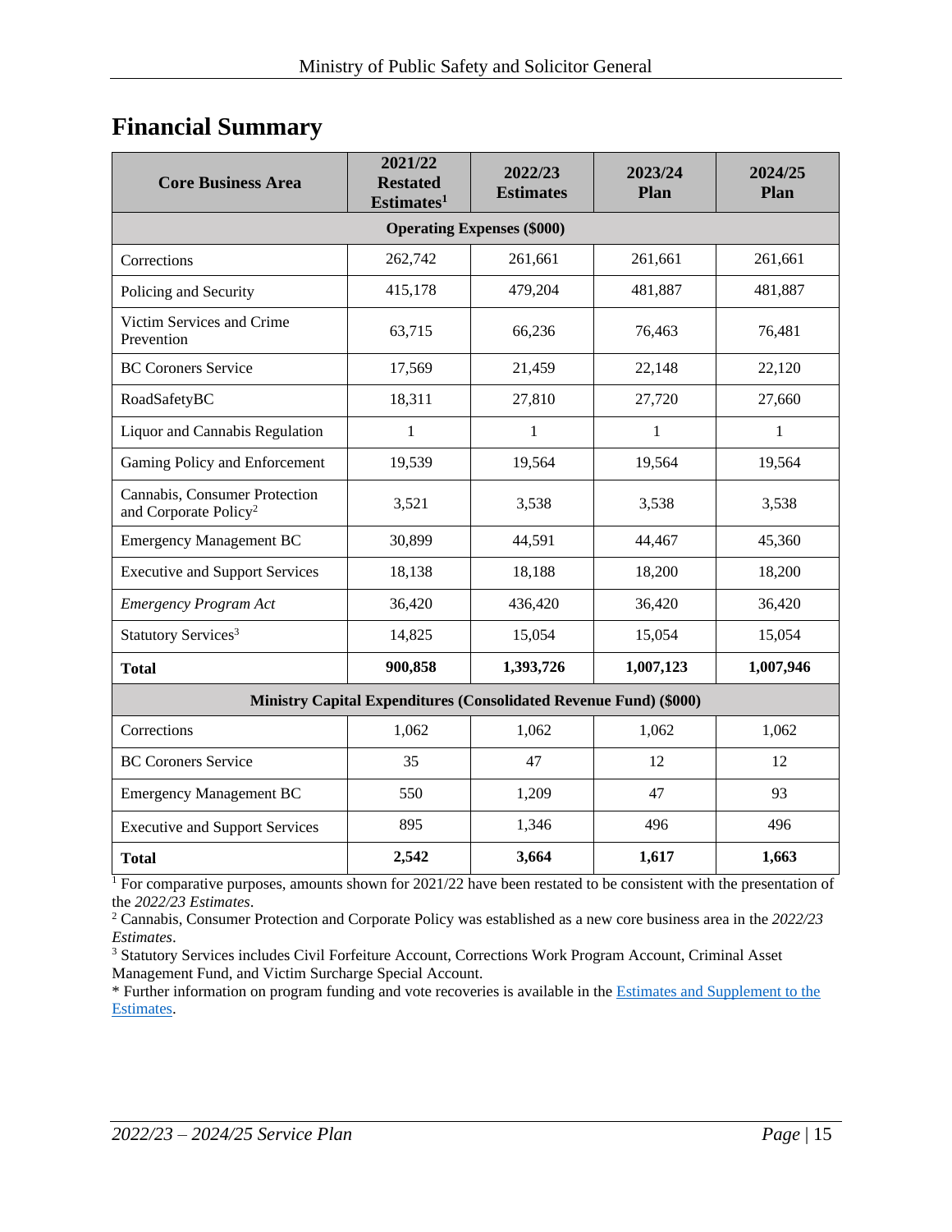## Financial Summary

| Core Business Area | 2021/22 Restated Estimates[1] | 2022/23 Estimates | 2023/24 Plan | 2024/25 Plan |
|---|---|---|---|---|
| **Operating Expenses ($000)** | | | | |
| Corrections | 262,742 | 261,661 | 261,661 | 261,661 |
| Policing and Security | 415,178 | 479,204 | 481,887 | 481,887 |
| Victim Services and Crime Prevention | 63,715 | 66,236 | 76,463 | 76,481 |
| BC Coroners Service | 17,569 | 21,459 | 22,148 | 22,120 |
| RoadSafetyBC | 18,311 | 27,810 | 27,720 | 27,660 |
| Liquor and Cannabis Regulation | 1 | 1 | 1 | 1 |
| Gaming Policy and Enforcement | 19,539 | 19,564 | 19,564 | 19,564 |
| Cannabis, Consumer Protection and Corporate Policy[2] | 3,521 | 3,538 | 3,538 | 3,538 |
| Emergency Management BC | 30,899 | 44,591 | 44,467 | 45,360 |
| Executive and Support Services | 18,138 | 18,188 | 18,200 | 18,200 |
| *Emergency Program Act* | 36,420 | 436,420 | 36,420 | 36,420 |
| Statutory Services[3] | 14,825 | 15,054 | 15,054 | 15,054 |
| **Total** | **900,858** | **1,393,726** | **1,007,123** | **1,007,946** |
| **Ministry Capital Expenditures (Consolidated Revenue Fund) ($000)** | | | | |
| Corrections | 1,062 | 1,062 | 1,062 | 1,062 |
| BC Coroners Service | 35 | 47 | 12 | 12 |
| Emergency Management BC | 550 | 1,209 | 47 | 93 |
| Executive and Support Services | 895 | 1,346 | 496 | 496 |
| **Total** | **2,542** | **3,664** | **1,617** | **1,663** |

[1] For comparative purposes, amounts shown for 2021/22 have been restated to be consistent with the presentation of the *2022/23 Estimates*.
[2] Cannabis, Consumer Protection and Corporate Policy was established as a new core business area in the *2022/23 Estimates*.
[3] Statutory Services includes Civil Forfeiture Account, Corrections Work Program Account, Criminal Asset Management Fund, and Victim Surcharge Special Account.
* Further information on program funding and vote recoveries is available in the Estimates and Supplement to the Estimates.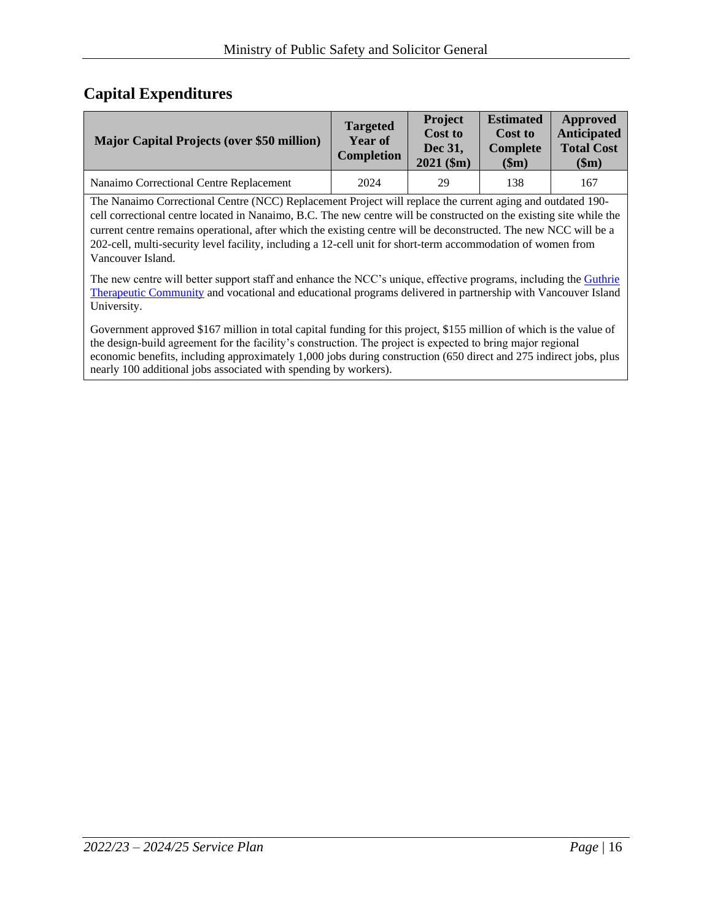## Capital Expenditures

| Major Capital Projects (over $50 million) | Targeted Year of Completion | Project Cost to Dec 31, 2021 ($m) | Estimated Cost to Complete ($m) | Approved Anticipated Total Cost ($m) |
|---|---|---|---|---|
| Nanaimo Correctional Centre Replacement | 2024 | 29 | 138 | 167 |

The Nanaimo Correctional Centre (NCC) Replacement Project will replace the current aging and outdated 190-cell correctional centre located in Nanaimo, B.C. The new centre will be constructed on the existing site while the current centre remains operational, after which the existing centre will be deconstructed. The new NCC will be a 202-cell, multi-security level facility, including a 12-cell unit for short-term accommodation of women from Vancouver Island.

The new centre will better support staff and enhance the NCC's unique, effective programs, including the Guthrie Therapeutic Community and vocational and educational programs delivered in partnership with Vancouver Island University.

Government approved $167 million in total capital funding for this project, $155 million of which is the value of the design-build agreement for the facility's construction. The project is expected to bring major regional economic benefits, including approximately 1,000 jobs during construction (650 direct and 275 indirect jobs, plus nearly 100 additional jobs associated with spending by workers).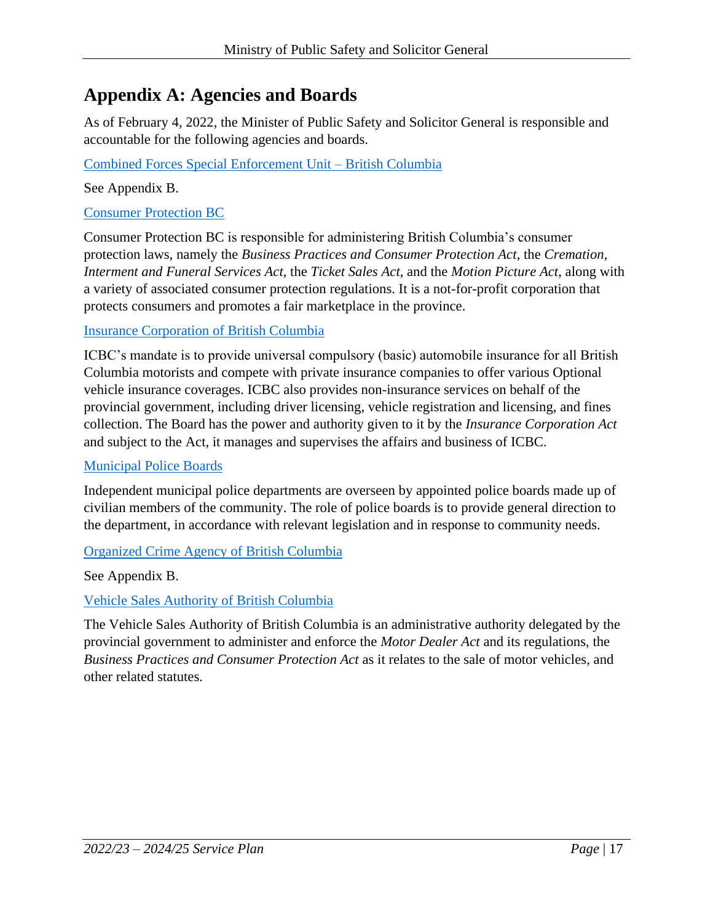# Appendix A: Agencies and Boards

As of February 4, 2022, the Minister of Public Safety and Solicitor General is responsible and accountable for the following agencies and boards.

Combined Forces Special Enforcement Unit – British Columbia

See Appendix B.

Consumer Protection BC

Consumer Protection BC is responsible for administering British Columbia's consumer protection laws, namely the *Business Practices and Consumer Protection Act*, the *Cremation, Interment and Funeral Services Act*, the *Ticket Sales Act*, and the *Motion Picture Act*, along with a variety of associated consumer protection regulations. It is a not-for-profit corporation that protects consumers and promotes a fair marketplace in the province.

Insurance Corporation of British Columbia

ICBC's mandate is to provide universal compulsory (basic) automobile insurance for all British Columbia motorists and compete with private insurance companies to offer various Optional vehicle insurance coverages. ICBC also provides non-insurance services on behalf of the provincial government, including driver licensing, vehicle registration and licensing, and fines collection. The Board has the power and authority given to it by the *Insurance Corporation Act* and subject to the Act, it manages and supervises the affairs and business of ICBC.

Municipal Police Boards

Independent municipal police departments are overseen by appointed police boards made up of civilian members of the community. The role of police boards is to provide general direction to the department, in accordance with relevant legislation and in response to community needs.

Organized Crime Agency of British Columbia

See Appendix B.

Vehicle Sales Authority of British Columbia

The Vehicle Sales Authority of British Columbia is an administrative authority delegated by the provincial government to administer and enforce the *Motor Dealer Act* and its regulations, the *Business Practices and Consumer Protection Act* as it relates to the sale of motor vehicles, and other related statutes.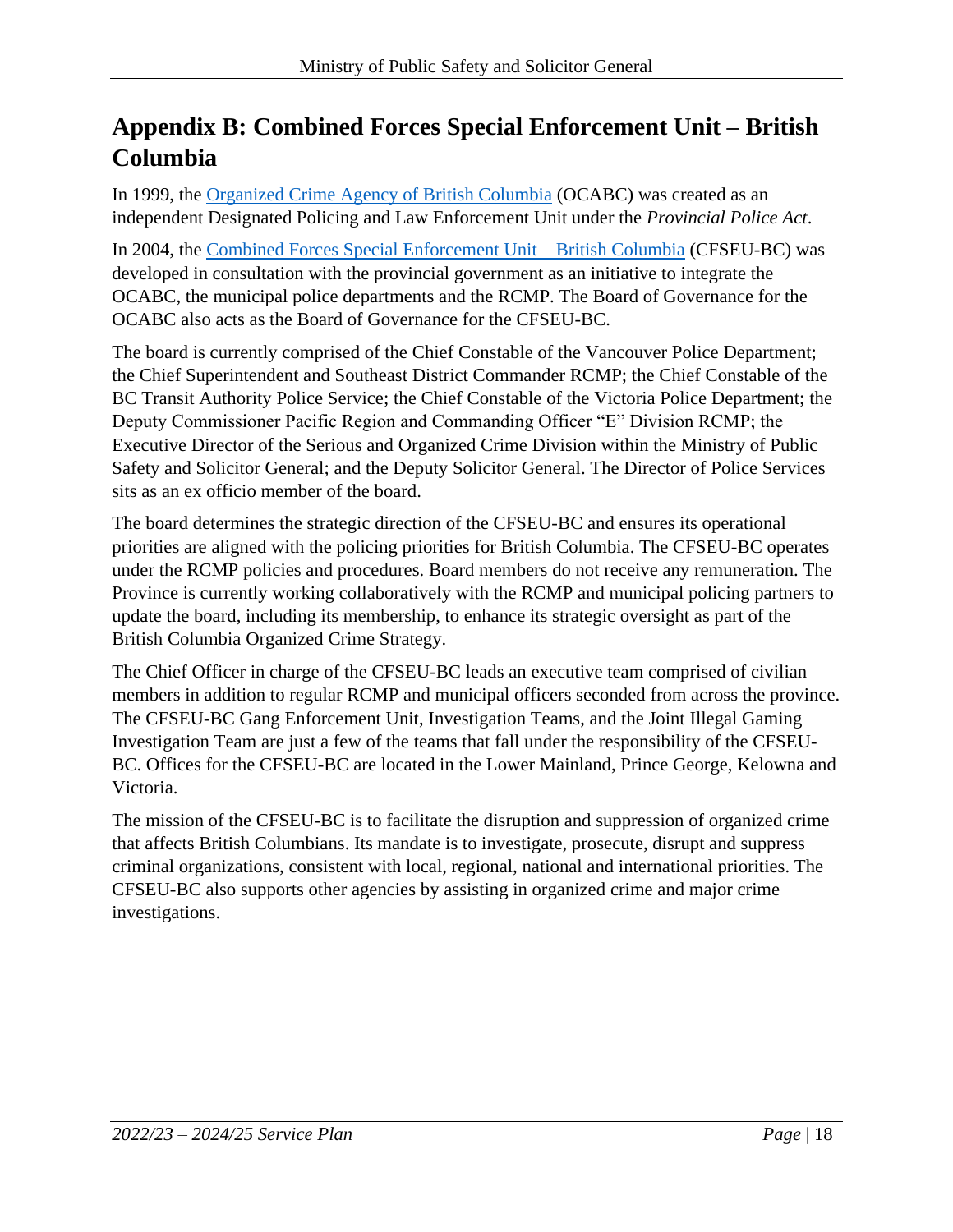## Appendix B: Combined Forces Special Enforcement Unit – British Columbia

In 1999, the Organized Crime Agency of British Columbia (OCABC) was created as an independent Designated Policing and Law Enforcement Unit under the *Provincial Police Act*.

In 2004, the Combined Forces Special Enforcement Unit – British Columbia (CFSEU-BC) was developed in consultation with the provincial government as an initiative to integrate the OCABC, the municipal police departments and the RCMP. The Board of Governance for the OCABC also acts as the Board of Governance for the CFSEU-BC.

The board is currently comprised of the Chief Constable of the Vancouver Police Department; the Chief Superintendent and Southeast District Commander RCMP; the Chief Constable of the BC Transit Authority Police Service; the Chief Constable of the Victoria Police Department; the Deputy Commissioner Pacific Region and Commanding Officer "E" Division RCMP; the Executive Director of the Serious and Organized Crime Division within the Ministry of Public Safety and Solicitor General; and the Deputy Solicitor General. The Director of Police Services sits as an ex officio member of the board.

The board determines the strategic direction of the CFSEU-BC and ensures its operational priorities are aligned with the policing priorities for British Columbia. The CFSEU-BC operates under the RCMP policies and procedures. Board members do not receive any remuneration. The Province is currently working collaboratively with the RCMP and municipal policing partners to update the board, including its membership, to enhance its strategic oversight as part of the British Columbia Organized Crime Strategy.

The Chief Officer in charge of the CFSEU-BC leads an executive team comprised of civilian members in addition to regular RCMP and municipal officers seconded from across the province. The CFSEU-BC Gang Enforcement Unit, Investigation Teams, and the Joint Illegal Gaming Investigation Team are just a few of the teams that fall under the responsibility of the CFSEU-BC. Offices for the CFSEU-BC are located in the Lower Mainland, Prince George, Kelowna and Victoria.

The mission of the CFSEU-BC is to facilitate the disruption and suppression of organized crime that affects British Columbians. Its mandate is to investigate, prosecute, disrupt and suppress criminal organizations, consistent with local, regional, national and international priorities. The CFSEU-BC also supports other agencies by assisting in organized crime and major crime investigations.